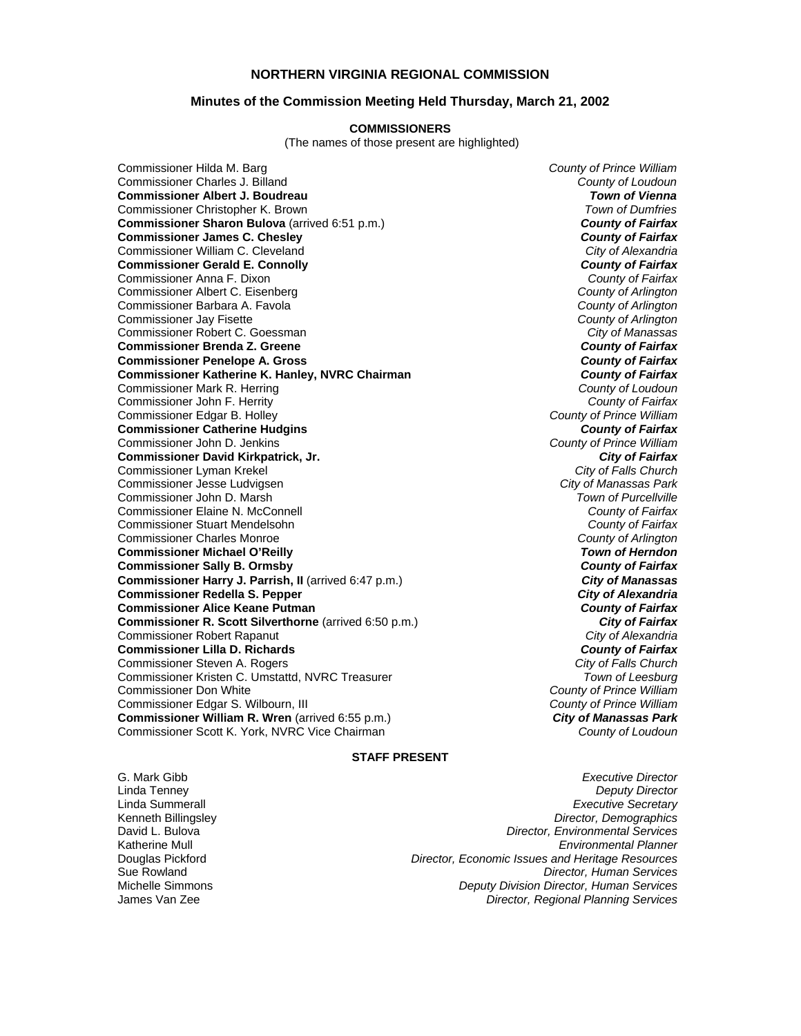## NORTHERN VIRGINIA REGIONAL COMMISSION

### Minutes of the Commission Meeting Held Thursday, March 21, 2002

**COMMISSIONERS**

(The names of those present are highlighted)

| Commissioner | Jurisdiction |
|---|---|
| Commissioner Hilda M. Barg | *County of Prince William* |
| Commissioner Charles J. Billand | *County of Loudoun* |
| **Commissioner Albert J. Boudreau** | ***Town of Vienna*** |
| Commissioner Christopher K. Brown | *Town of Dumfries* |
| **Commissioner Sharon Bulova** (arrived 6:51 p.m.) | ***County of Fairfax*** |
| **Commissioner James C. Chesley** | ***County of Fairfax*** |
| Commissioner William C. Cleveland | *City of Alexandria* |
| **Commissioner Gerald E. Connolly** | ***County of Fairfax*** |
| Commissioner Anna F. Dixon | *County of Fairfax* |
| Commissioner Albert C. Eisenberg | *County of Arlington* |
| Commissioner Barbara A. Favola | *County of Arlington* |
| Commissioner Jay Fisette | *County of Arlington* |
| Commissioner Robert C. Goessman | *City of Manassas* |
| **Commissioner Brenda Z. Greene** | ***County of Fairfax*** |
| **Commissioner Penelope A. Gross** | ***County of Fairfax*** |
| **Commissioner Katherine K. Hanley, NVRC Chairman** | ***County of Fairfax*** |
| Commissioner Mark R. Herring | *County of Loudoun* |
| Commissioner John F. Herrity | *County of Fairfax* |
| Commissioner Edgar B. Holley | *County of Prince William* |
| **Commissioner Catherine Hudgins** | ***County of Fairfax*** |
| Commissioner John D. Jenkins | *County of Prince William* |
| **Commissioner David Kirkpatrick, Jr.** | ***City of Fairfax*** |
| Commissioner Lyman Krekel | *City of Falls Church* |
| Commissioner Jesse Ludvigsen | *City of Manassas Park* |
| Commissioner John D. Marsh | *Town of Purcellville* |
| Commissioner Elaine N. McConnell | *County of Fairfax* |
| Commissioner Stuart Mendelsohn | *County of Fairfax* |
| Commissioner Charles Monroe | *County of Arlington* |
| **Commissioner Michael O'Reilly** | ***Town of Herndon*** |
| **Commissioner Sally B. Ormsby** | ***County of Fairfax*** |
| **Commissioner Harry J. Parrish, II** (arrived 6:47 p.m.) | ***City of Manassas*** |
| **Commissioner Redella S. Pepper** | ***City of Alexandria*** |
| **Commissioner Alice Keane Putman** | ***County of Fairfax*** |
| **Commissioner R. Scott Silverthorne** (arrived 6:50 p.m.) | ***City of Fairfax*** |
| Commissioner Robert Rapanut | *City of Alexandria* |
| **Commissioner Lilla D. Richards** | ***County of Fairfax*** |
| Commissioner Steven A. Rogers | *City of Falls Church* |
| Commissioner Kristen C. Umstattd, NVRC Treasurer | *Town of Leesburg* |
| Commissioner Don White | *County of Prince William* |
| Commissioner Edgar S. Wilbourn, III | *County of Prince William* |
| **Commissioner William R. Wren** (arrived 6:55 p.m.) | ***City of Manassas Park*** |
| Commissioner Scott K. York, NVRC Vice Chairman | *County of Loudoun* |

**STAFF PRESENT**

| Name | Title |
|---|---|
| G. Mark Gibb | *Executive Director* |
| Linda Tenney | *Deputy Director* |
| Linda Summerall | *Executive Secretary* |
| Kenneth Billingsley | *Director, Demographics* |
| David L. Bulova | *Director, Environmental Services* |
| Katherine Mull | *Environmental Planner* |
| Douglas Pickford | *Director, Economic Issues and Heritage Resources* |
| Sue Rowland | *Director, Human Services* |
| Michelle Simmons | *Deputy Division Director, Human Services* |
| James Van Zee | *Director, Regional Planning Services* |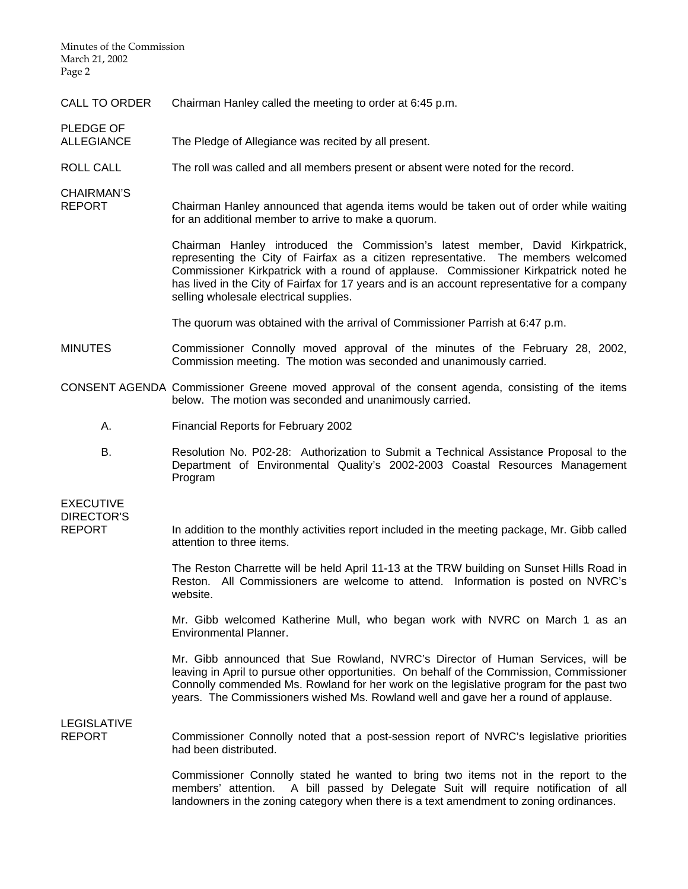**CALL TO ORDER** Chairman Hanley called the meeting to order at 6:45 p.m.

**PLEDGE OF ALLEGIANCE** The Pledge of Allegiance was recited by all present.

**ROLL CALL** The roll was called and all members present or absent were noted for the record.

**CHAIRMAN'S REPORT** Chairman Hanley announced that agenda items would be taken out of order while waiting for an additional member to arrive to make a quorum.

Chairman Hanley introduced the Commission's latest member, David Kirkpatrick, representing the City of Fairfax as a citizen representative. The members welcomed Commissioner Kirkpatrick with a round of applause. Commissioner Kirkpatrick noted he has lived in the City of Fairfax for 17 years and is an account representative for a company selling wholesale electrical supplies.

The quorum was obtained with the arrival of Commissioner Parrish at 6:47 p.m.

**MINUTES** Commissioner Connolly moved approval of the minutes of the February 28, 2002, Commission meeting. The motion was seconded and unanimously carried.

**CONSENT AGENDA** Commissioner Greene moved approval of the consent agenda, consisting of the items below. The motion was seconded and unanimously carried.

A. Financial Reports for February 2002

B. Resolution No. P02-28: Authorization to Submit a Technical Assistance Proposal to the Department of Environmental Quality's 2002-2003 Coastal Resources Management Program

**EXECUTIVE DIRECTOR'S REPORT** In addition to the monthly activities report included in the meeting package, Mr. Gibb called attention to three items.

The Reston Charrette will be held April 11-13 at the TRW building on Sunset Hills Road in Reston. All Commissioners are welcome to attend. Information is posted on NVRC's website.

Mr. Gibb welcomed Katherine Mull, who began work with NVRC on March 1 as an Environmental Planner.

Mr. Gibb announced that Sue Rowland, NVRC's Director of Human Services, will be leaving in April to pursue other opportunities. On behalf of the Commission, Commissioner Connolly commended Ms. Rowland for her work on the legislative program for the past two years. The Commissioners wished Ms. Rowland well and gave her a round of applause.

**LEGISLATIVE REPORT** Commissioner Connolly noted that a post-session report of NVRC's legislative priorities had been distributed.

Commissioner Connolly stated he wanted to bring two items not in the report to the members' attention. A bill passed by Delegate Suit will require notification of all landowners in the zoning category when there is a text amendment to zoning ordinances.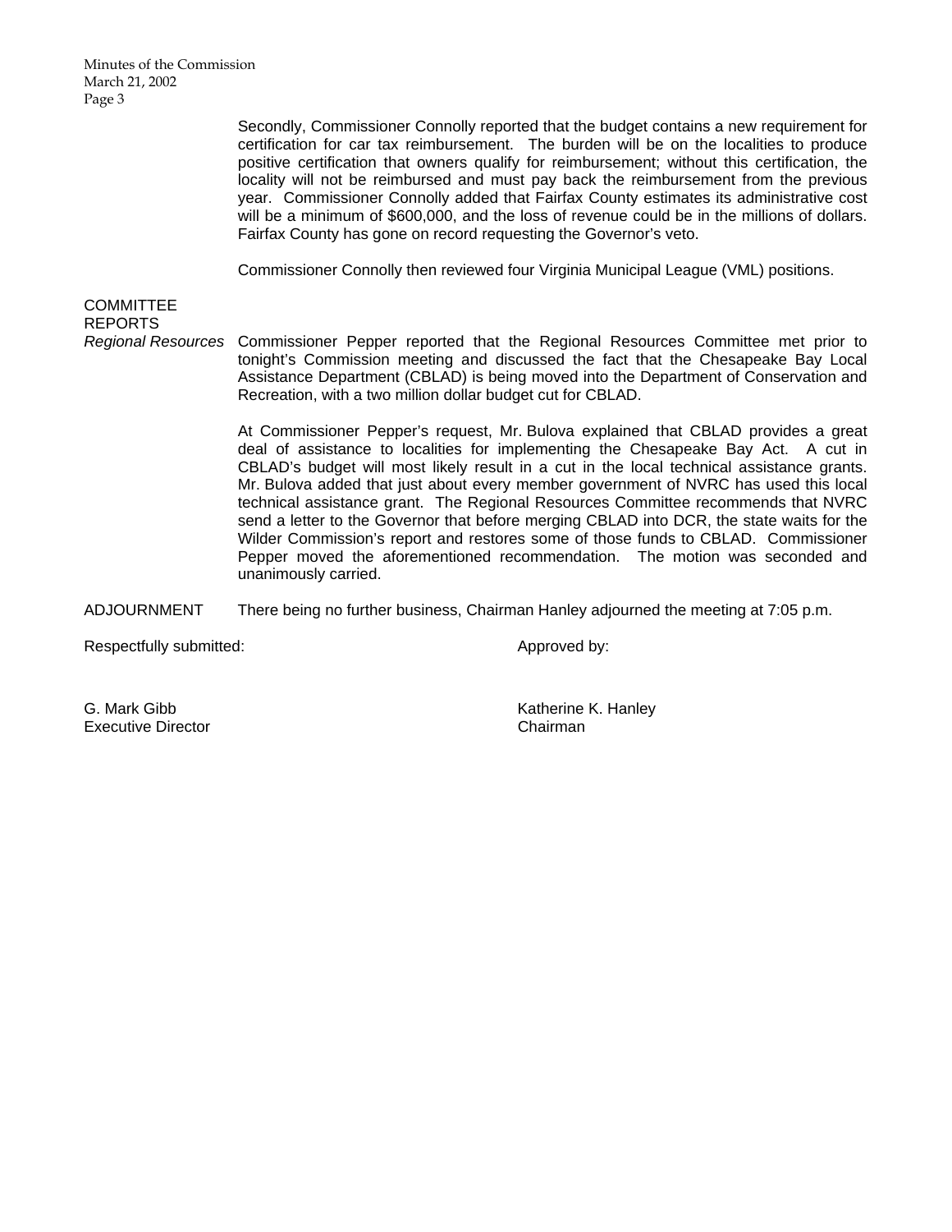Secondly, Commissioner Connolly reported that the budget contains a new requirement for certification for car tax reimbursement. The burden will be on the localities to produce positive certification that owners qualify for reimbursement; without this certification, the locality will not be reimbursed and must pay back the reimbursement from the previous year. Commissioner Connolly added that Fairfax County estimates its administrative cost will be a minimum of $600,000, and the loss of revenue could be in the millions of dollars. Fairfax County has gone on record requesting the Governor's veto.

Commissioner Connolly then reviewed four Virginia Municipal League (VML) positions.

COMMITTEE REPORTS

*Regional Resources*

Commissioner Pepper reported that the Regional Resources Committee met prior to tonight's Commission meeting and discussed the fact that the Chesapeake Bay Local Assistance Department (CBLAD) is being moved into the Department of Conservation and Recreation, with a two million dollar budget cut for CBLAD.

At Commissioner Pepper's request, Mr. Bulova explained that CBLAD provides a great deal of assistance to localities for implementing the Chesapeake Bay Act. A cut in CBLAD's budget will most likely result in a cut in the local technical assistance grants. Mr. Bulova added that just about every member government of NVRC has used this local technical assistance grant. The Regional Resources Committee recommends that NVRC send a letter to the Governor that before merging CBLAD into DCR, the state waits for the Wilder Commission's report and restores some of those funds to CBLAD. Commissioner Pepper moved the aforementioned recommendation. The motion was seconded and unanimously carried.

ADJOURNMENT

There being no further business, Chairman Hanley adjourned the meeting at 7:05 p.m.

Respectfully submitted:

G. Mark Gibb
Executive Director

Approved by:

Katherine K. Hanley
Chairman